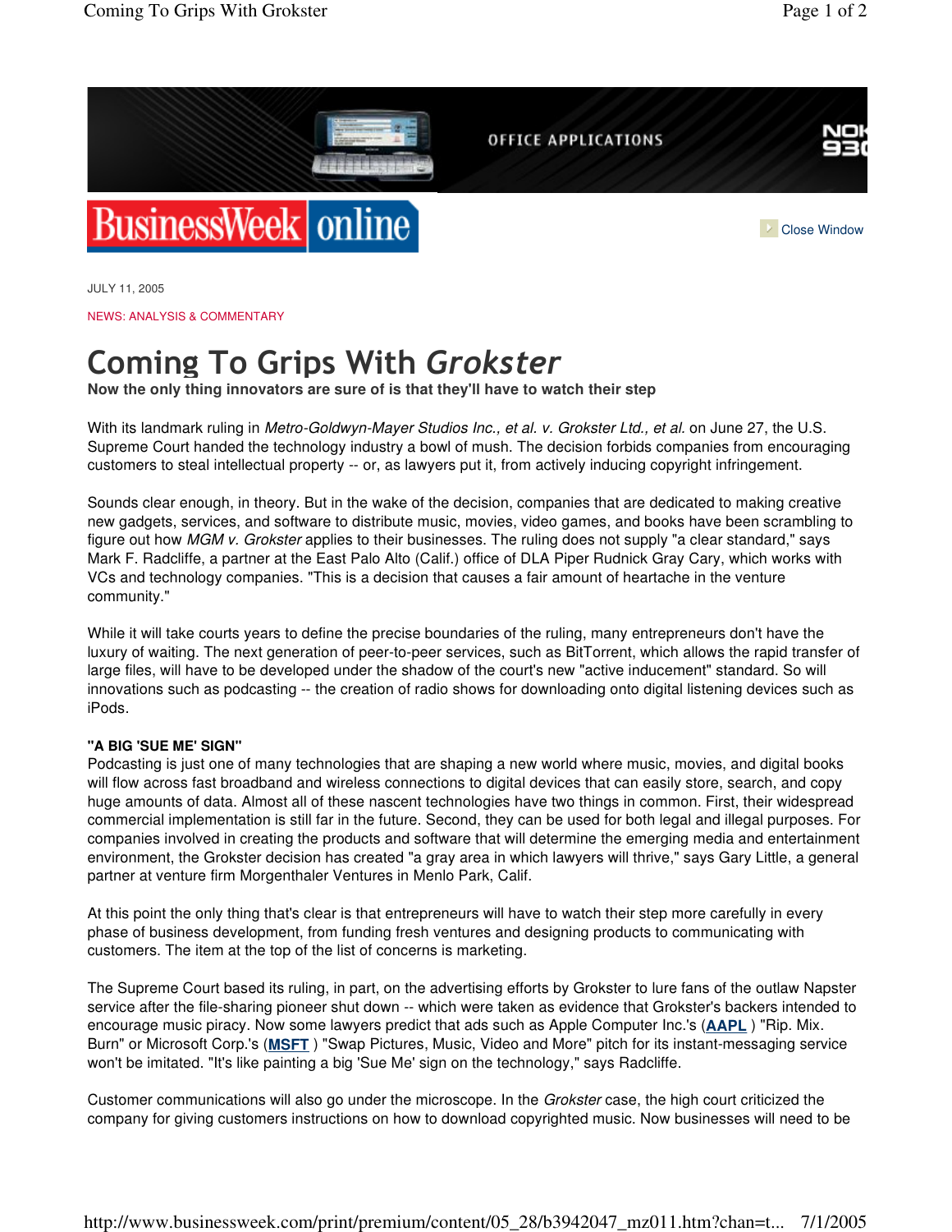JULY 11, 2005

NEWS: ANALYSIS & COMMENTARY

# Coming To Grips With *Grokster*

**Now the only thing innovators are sure of is that they'll have to watch their step**

With its landmark ruling in *Metro-Goldwyn-Mayer Studios Inc., et al. v. Grokster Ltd., et al.* on June 27, the U.S. Supreme Court handed the technology industry a bowl of mush. The decision forbids companies from encouraging customers to steal intellectual property -- or, as lawyers put it, from actively inducing copyright infringement.

Sounds clear enough, in theory. But in the wake of the decision, companies that are dedicated to making creative new gadgets, services, and software to distribute music, movies, video games, and books have been scrambling to figure out how *MGM v. Grokster* applies to their businesses. The ruling does not supply "a clear standard," says Mark F. Radcliffe, a partner at the East Palo Alto (Calif.) office of DLA Piper Rudnick Gray Cary, which works with VCs and technology companies. "This is a decision that causes a fair amount of heartache in the venture community."

While it will take courts years to define the precise boundaries of the ruling, many entrepreneurs don't have the luxury of waiting. The next generation of peer-to-peer services, such as BitTorrent, which allows the rapid transfer of large files, will have to be developed under the shadow of the court's new "active inducement" standard. So will innovations such as podcasting -- the creation of radio shows for downloading onto digital listening devices such as iPods.

**"A BIG 'SUE ME' SIGN"**

Podcasting is just one of many technologies that are shaping a new world where music, movies, and digital books will flow across fast broadband and wireless connections to digital devices that can easily store, search, and copy huge amounts of data. Almost all of these nascent technologies have two things in common. First, their widespread commercial implementation is still far in the future. Second, they can be used for both legal and illegal purposes. For companies involved in creating the products and software that will determine the emerging media and entertainment environment, the Grokster decision has created "a gray area in which lawyers will thrive," says Gary Little, a general partner at venture firm Morgenthaler Ventures in Menlo Park, Calif.

At this point the only thing that's clear is that entrepreneurs will have to watch their step more carefully in every phase of business development, from funding fresh ventures and designing products to communicating with customers. The item at the top of the list of concerns is marketing.

The Supreme Court based its ruling, in part, on the advertising efforts by Grokster to lure fans of the outlaw Napster service after the file-sharing pioneer shut down -- which were taken as evidence that Grokster's backers intended to encourage music piracy. Now some lawyers predict that ads such as Apple Computer Inc.'s (**AAPL**) "Rip. Mix. Burn" or Microsoft Corp.'s (**MSFT**) "Swap Pictures, Music, Video and More" pitch for its instant-messaging service won't be imitated. "It's like painting a big 'Sue Me' sign on the technology," says Radcliffe.

Customer communications will also go under the microscope. In the *Grokster* case, the high court criticized the company for giving customers instructions on how to download copyrighted music. Now businesses will need to be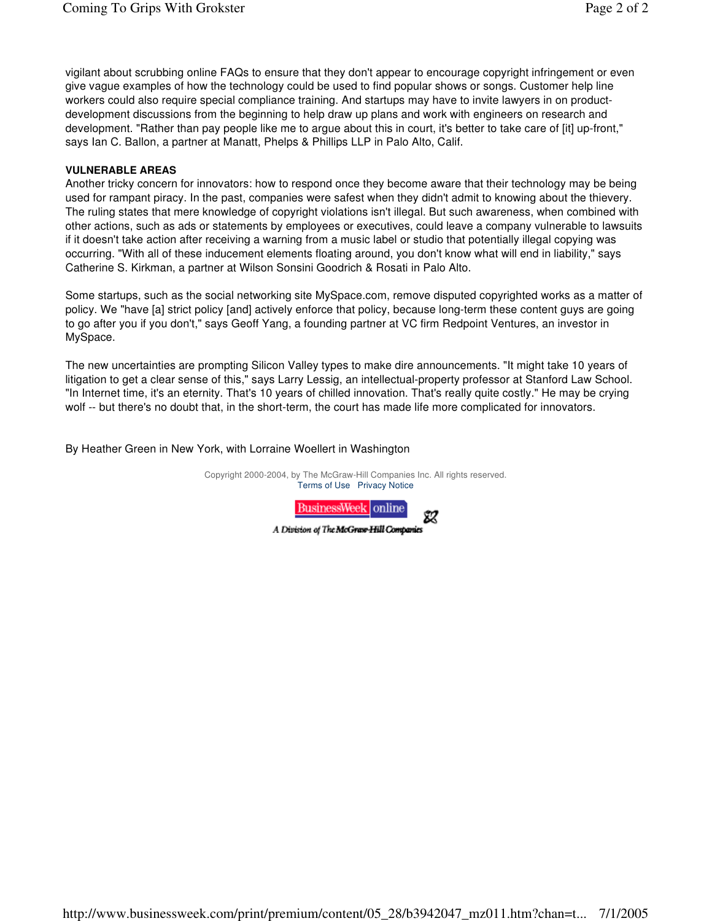vigilant about scrubbing online FAQs to ensure that they don't appear to encourage copyright infringement or even give vague examples of how the technology could be used to find popular shows or songs. Customer help line workers could also require special compliance training. And startups may have to invite lawyers in on product-development discussions from the beginning to help draw up plans and work with engineers on research and development. "Rather than pay people like me to argue about this in court, it's better to take care of [it] up-front," says Ian C. Ballon, a partner at Manatt, Phelps & Phillips LLP in Palo Alto, Calif.

**VULNERABLE AREAS**

Another tricky concern for innovators: how to respond once they become aware that their technology may be being used for rampant piracy. In the past, companies were safest when they didn't admit to knowing about the thievery. The ruling states that mere knowledge of copyright violations isn't illegal. But such awareness, when combined with other actions, such as ads or statements by employees or executives, could leave a company vulnerable to lawsuits if it doesn't take action after receiving a warning from a music label or studio that potentially illegal copying was occurring. "With all of these inducement elements floating around, you don't know what will end in liability," says Catherine S. Kirkman, a partner at Wilson Sonsini Goodrich & Rosati in Palo Alto.

Some startups, such as the social networking site MySpace.com, remove disputed copyrighted works as a matter of policy. We "have [a] strict policy [and] actively enforce that policy, because long-term these content guys are going to go after you if you don't," says Geoff Yang, a founding partner at VC firm Redpoint Ventures, an investor in MySpace.

The new uncertainties are prompting Silicon Valley types to make dire announcements. "It might take 10 years of litigation to get a clear sense of this," says Larry Lessig, an intellectual-property professor at Stanford Law School. "In Internet time, it's an eternity. That's 10 years of chilled innovation. That's really quite costly." He may be crying wolf -- but there's no doubt that, in the short-term, the court has made life more complicated for innovators.

By Heather Green in New York, with Lorraine Woellert in Washington

Copyright 2000-2004, by The McGraw-Hill Companies Inc. All rights reserved.
Terms of Use Privacy Notice

BusinessWeek online

A Division of The McGraw-Hill Companies